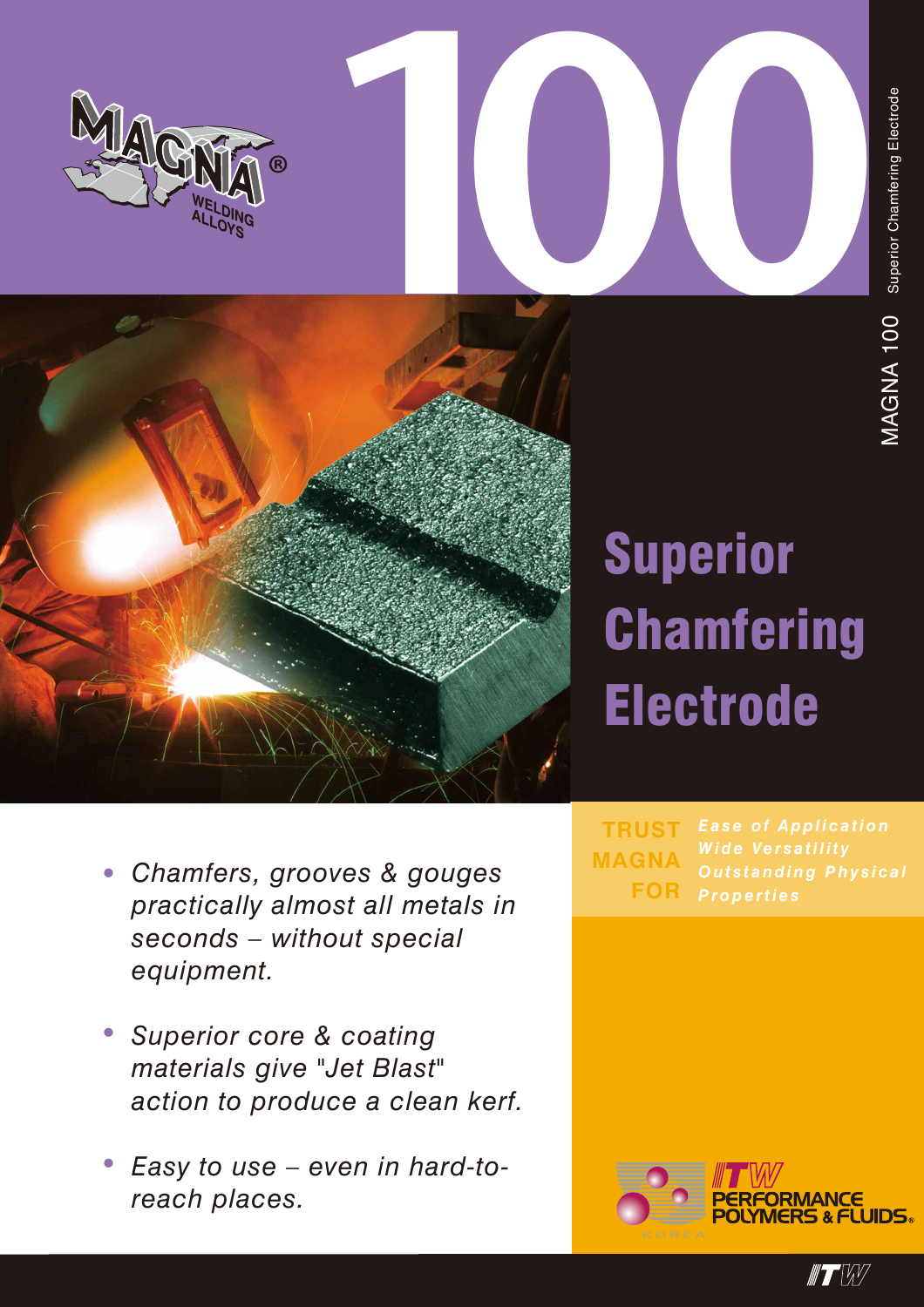# 100

MAGNA 100 Superior Chamfering Electrode

# Superior Chamfering Electrode

- *Chamfers, grooves & gouges practically almost all metals in seconds – without special equipment.*
- *Superior core & coating materials give "Jet Blast" action to produce a clean kerf.*
- *Easy to use – even in hard-to-reach places.*

**TRUST MAGNA FOR**

***Ease of Application***
***Wide Versatility***
***Outstanding Physical Properties***

ITW PERFORMANCE POLYMERS & FLUIDS KOREA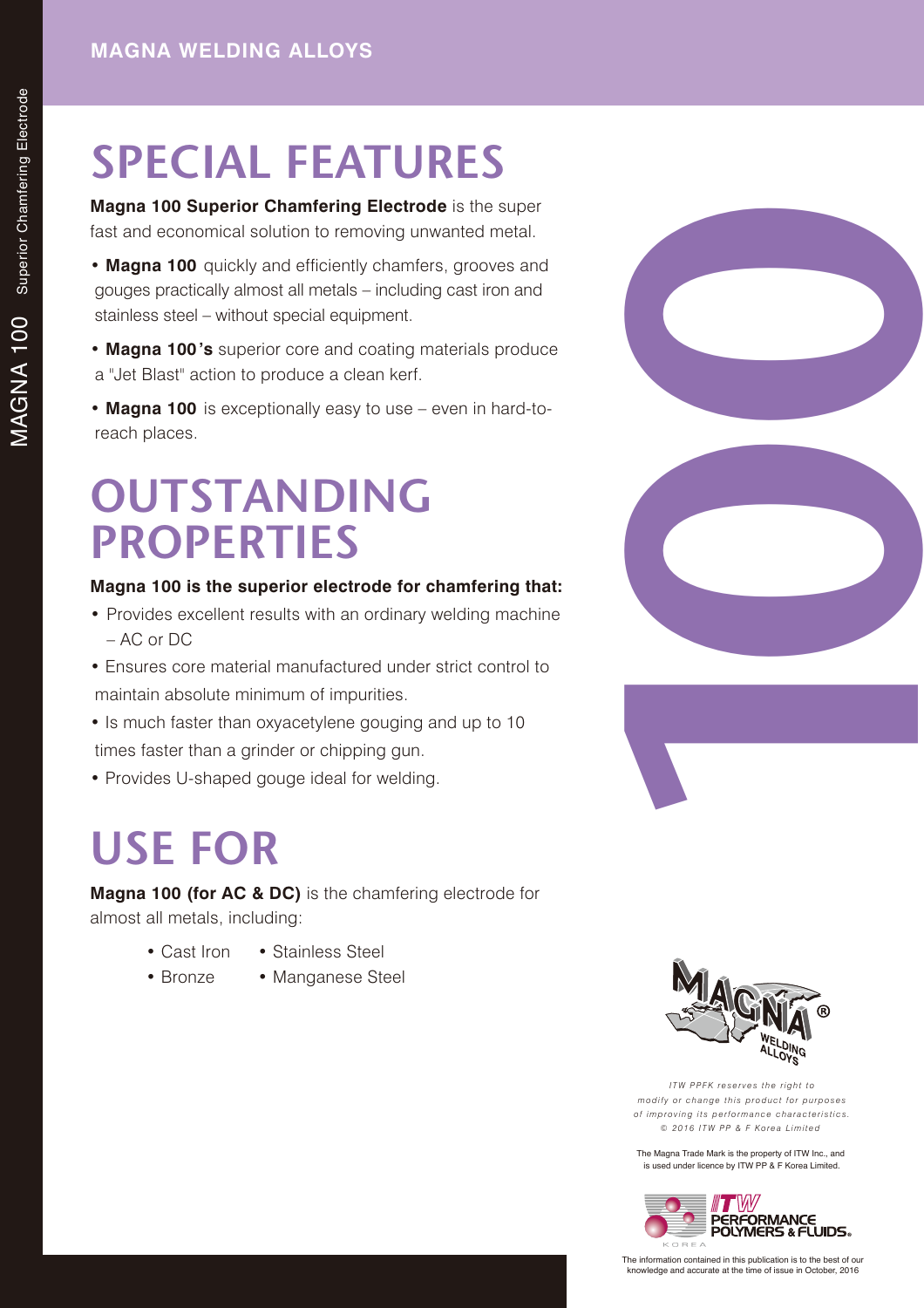# SPECIAL FEATURES

**Magna 100 Superior Chamfering Electrode** is the super fast and economical solution to removing unwanted metal.

- **Magna 100** quickly and efficiently chamfers, grooves and gouges practically almost all metals – including cast iron and stainless steel – without special equipment.
- **Magna 100's** superior core and coating materials produce a "Jet Blast" action to produce a clean kerf.
- **Magna 100** is exceptionally easy to use – even in hard-to-reach places.

# OUTSTANDING PROPERTIES

**Magna 100 is the superior electrode for chamfering that:**

- Provides excellent results with an ordinary welding machine – AC or DC
- Ensures core material manufactured under strict control to maintain absolute minimum of impurities.
- Is much faster than oxyacetylene gouging and up to 10 times faster than a grinder or chipping gun.
- Provides U-shaped gouge ideal for welding.

# USE FOR

**Magna 100 (for AC & DC)** is the chamfering electrode for almost all metals, including:

- Cast Iron
- Bronze
- Stainless Steel
- Manganese Steel

*ITW PPFK reserves the right to modify or change this product for purposes of improving its performance characteristics.*
*© 2016 ITW PP & F Korea Limited*

The Magna Trade Mark is the property of ITW Inc., and is used under licence by ITW PP & F Korea Limited.

The information contained in this publication is to the best of our knowledge and accurate at the time of issue in October, 2016